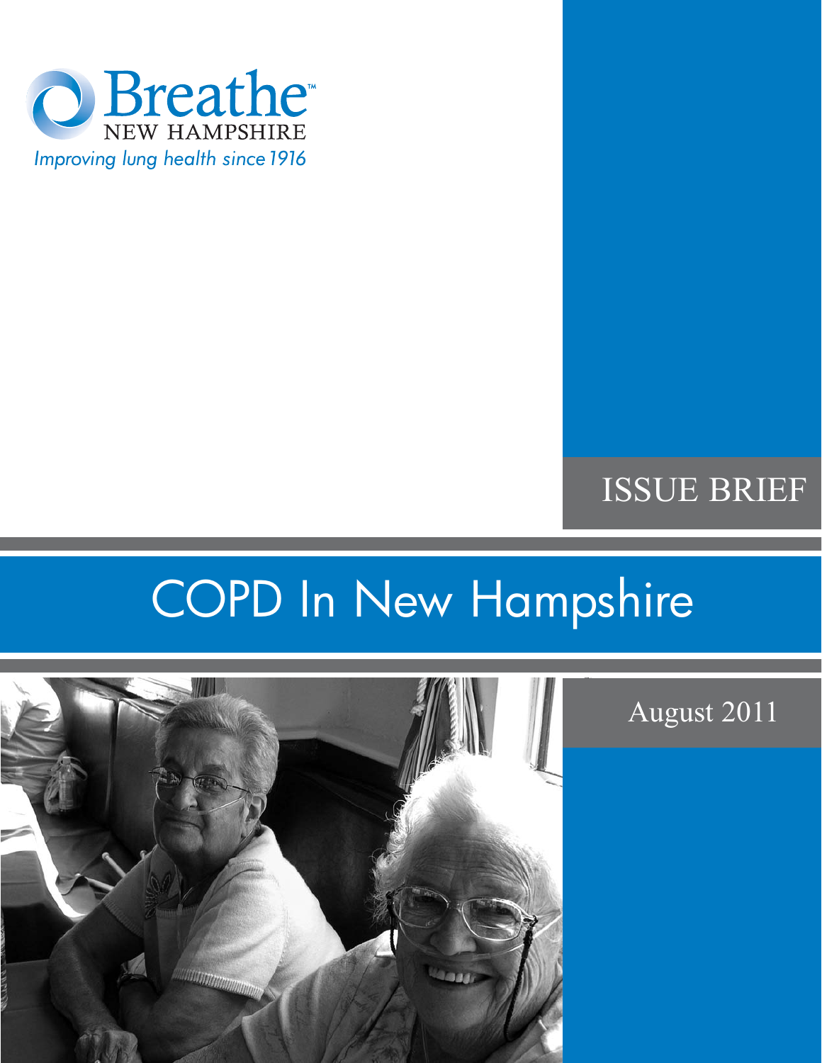Breathe™
NEW HAMPSHIRE
*Improving lung health since 1916*

ISSUE BRIEF

# COPD In New Hampshire

August 2011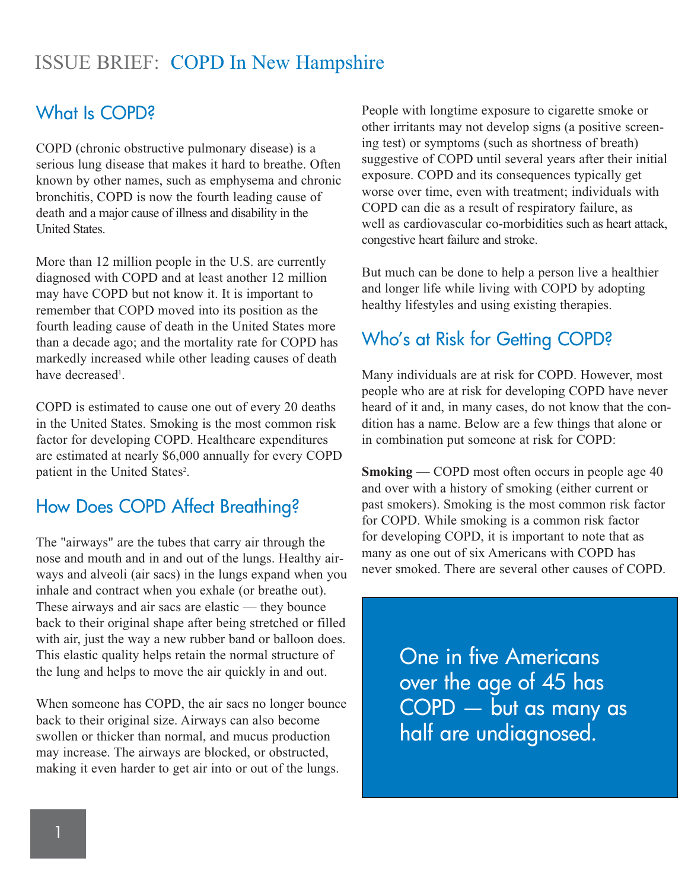# ISSUE BRIEF: COPD In New Hampshire

## What Is COPD?

COPD (chronic obstructive pulmonary disease) is a serious lung disease that makes it hard to breathe. Often known by other names, such as emphysema and chronic bronchitis, COPD is now the fourth leading cause of death and a major cause of illness and disability in the United States.

More than 12 million people in the U.S. are currently diagnosed with COPD and at least another 12 million may have COPD but not know it. It is important to remember that COPD moved into its position as the fourth leading cause of death in the United States more than a decade ago; and the mortality rate for COPD has markedly increased while other leading causes of death have decreased[1].

COPD is estimated to cause one out of every 20 deaths in the United States. Smoking is the most common risk factor for developing COPD. Healthcare expenditures are estimated at nearly $6,000 annually for every COPD patient in the United States[2].

## How Does COPD Affect Breathing?

The "airways" are the tubes that carry air through the nose and mouth and in and out of the lungs. Healthy airways and alveoli (air sacs) in the lungs expand when you inhale and contract when you exhale (or breathe out). These airways and air sacs are elastic — they bounce back to their original shape after being stretched or filled with air, just the way a new rubber band or balloon does. This elastic quality helps retain the normal structure of the lung and helps to move the air quickly in and out.

When someone has COPD, the air sacs no longer bounce back to their original size. Airways can also become swollen or thicker than normal, and mucus production may increase. The airways are blocked, or obstructed, making it even harder to get air into or out of the lungs.

People with longtime exposure to cigarette smoke or other irritants may not develop signs (a positive screening test) or symptoms (such as shortness of breath) suggestive of COPD until several years after their initial exposure. COPD and its consequences typically get worse over time, even with treatment; individuals with COPD can die as a result of respiratory failure, as well as cardiovascular co-morbidities such as heart attack, congestive heart failure and stroke.

But much can be done to help a person live a healthier and longer life while living with COPD by adopting healthy lifestyles and using existing therapies.

## Who's at Risk for Getting COPD?

Many individuals are at risk for COPD. However, most people who are at risk for developing COPD have never heard of it and, in many cases, do not know that the condition has a name. Below are a few things that alone or in combination put someone at risk for COPD:

**Smoking** — COPD most often occurs in people age 40 and over with a history of smoking (either current or past smokers). Smoking is the most common risk factor for COPD. While smoking is a common risk factor for developing COPD, it is important to note that as many as one out of six Americans with COPD has never smoked. There are several other causes of COPD.

> One in five Americans over the age of 45 has COPD — but as many as half are undiagnosed.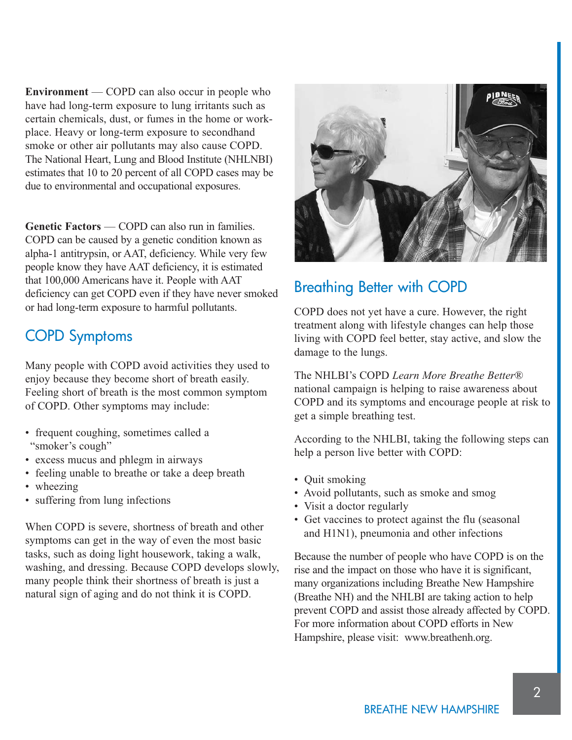**Environment** — COPD can also occur in people who have had long-term exposure to lung irritants such as certain chemicals, dust, or fumes in the home or workplace. Heavy or long-term exposure to secondhand smoke or other air pollutants may also cause COPD. The National Heart, Lung and Blood Institute (NHLNBI) estimates that 10 to 20 percent of all COPD cases may be due to environmental and occupational exposures.

**Genetic Factors** — COPD can also run in families. COPD can be caused by a genetic condition known as alpha-1 antitrypsin, or AAT, deficiency. While very few people know they have AAT deficiency, it is estimated that 100,000 Americans have it. People with AAT deficiency can get COPD even if they have never smoked or had long-term exposure to harmful pollutants.

## COPD Symptoms

Many people with COPD avoid activities they used to enjoy because they become short of breath easily. Feeling short of breath is the most common symptom of COPD. Other symptoms may include:

- frequent coughing, sometimes called a "smoker's cough"
- excess mucus and phlegm in airways
- feeling unable to breathe or take a deep breath
- wheezing
- suffering from lung infections

When COPD is severe, shortness of breath and other symptoms can get in the way of even the most basic tasks, such as doing light housework, taking a walk, washing, and dressing. Because COPD develops slowly, many people think their shortness of breath is just a natural sign of aging and do not think it is COPD.

## Breathing Better with COPD

COPD does not yet have a cure. However, the right treatment along with lifestyle changes can help those living with COPD feel better, stay active, and slow the damage to the lungs.

The NHLBI's COPD *Learn More Breathe Better*® national campaign is helping to raise awareness about COPD and its symptoms and encourage people at risk to get a simple breathing test.

According to the NHLBI, taking the following steps can help a person live better with COPD:

- Quit smoking
- Avoid pollutants, such as smoke and smog
- Visit a doctor regularly
- Get vaccines to protect against the flu (seasonal and H1N1), pneumonia and other infections

Because the number of people who have COPD is on the rise and the impact on those who have it is significant, many organizations including Breathe New Hampshire (Breathe NH) and the NHLBI are taking action to help prevent COPD and assist those already affected by COPD. For more information about COPD efforts in New Hampshire, please visit: www.breathenh.org.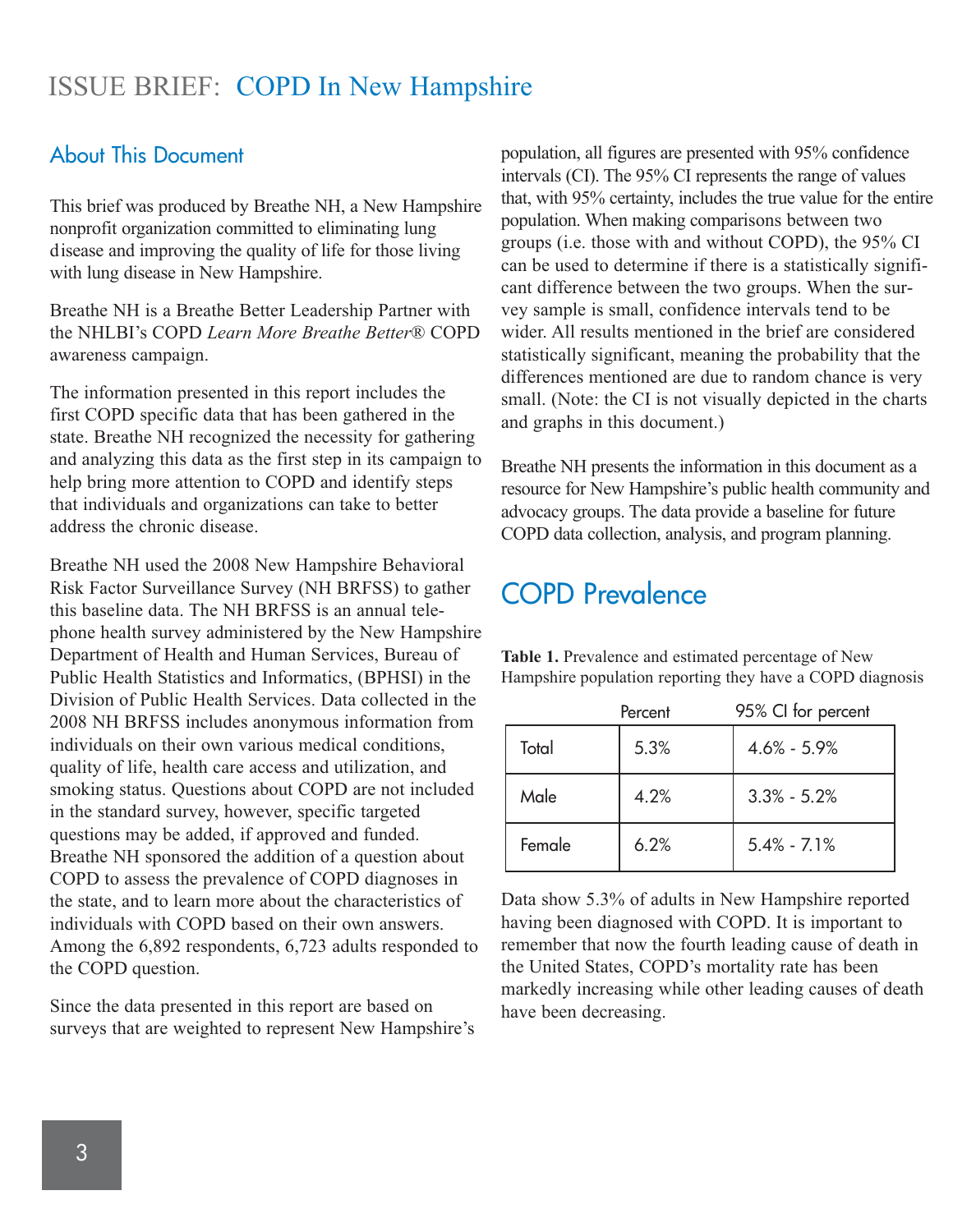# ISSUE BRIEF: COPD In New Hampshire

## About This Document

This brief was produced by Breathe NH, a New Hampshire nonprofit organization committed to eliminating lung disease and improving the quality of life for those living with lung disease in New Hampshire.

Breathe NH is a Breathe Better Leadership Partner with the NHLBI's COPD *Learn More Breathe Better*® COPD awareness campaign.

The information presented in this report includes the first COPD specific data that has been gathered in the state. Breathe NH recognized the necessity for gathering and analyzing this data as the first step in its campaign to help bring more attention to COPD and identify steps that individuals and organizations can take to better address the chronic disease.

Breathe NH used the 2008 New Hampshire Behavioral Risk Factor Surveillance Survey (NH BRFSS) to gather this baseline data. The NH BRFSS is an annual telephone health survey administered by the New Hampshire Department of Health and Human Services, Bureau of Public Health Statistics and Informatics, (BPHSI) in the Division of Public Health Services. Data collected in the 2008 NH BRFSS includes anonymous information from individuals on their own various medical conditions, quality of life, health care access and utilization, and smoking status. Questions about COPD are not included in the standard survey, however, specific targeted questions may be added, if approved and funded. Breathe NH sponsored the addition of a question about COPD to assess the prevalence of COPD diagnoses in the state, and to learn more about the characteristics of individuals with COPD based on their own answers. Among the 6,892 respondents, 6,723 adults responded to the COPD question.

Since the data presented in this report are based on surveys that are weighted to represent New Hampshire's population, all figures are presented with 95% confidence intervals (CI). The 95% CI represents the range of values that, with 95% certainty, includes the true value for the entire population. When making comparisons between two groups (i.e. those with and without COPD), the 95% CI can be used to determine if there is a statistically significant difference between the two groups. When the survey sample is small, confidence intervals tend to be wider. All results mentioned in the brief are considered statistically significant, meaning the probability that the differences mentioned are due to random chance is very small. (Note: the CI is not visually depicted in the charts and graphs in this document.)

Breathe NH presents the information in this document as a resource for New Hampshire's public health community and advocacy groups. The data provide a baseline for future COPD data collection, analysis, and program planning.

## COPD Prevalence

**Table 1.** Prevalence and estimated percentage of New Hampshire population reporting they have a COPD diagnosis

| | Percent | 95% CI for percent |
|---|---|---|
| Total | 5.3% | 4.6% - 5.9% |
| Male | 4.2% | 3.3% - 5.2% |
| Female | 6.2% | 5.4% - 7.1% |

Data show 5.3% of adults in New Hampshire reported having been diagnosed with COPD. It is important to remember that now the fourth leading cause of death in the United States, COPD's mortality rate has been markedly increasing while other leading causes of death have been decreasing.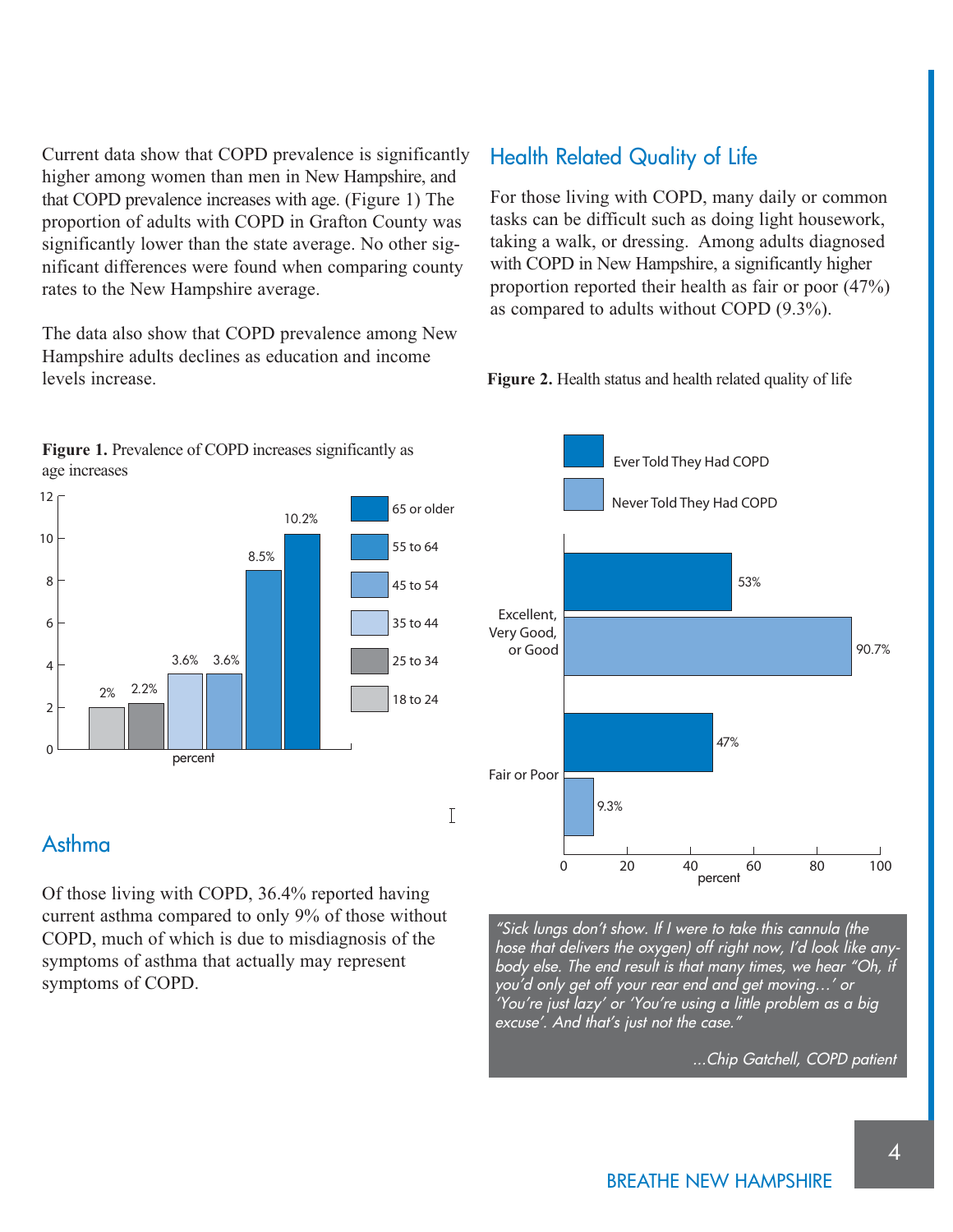Current data show that COPD prevalence is significantly higher among women than men in New Hampshire, and that COPD prevalence increases with age. (Figure 1) The proportion of adults with COPD in Grafton County was significantly lower than the state average. No other significant differences were found when comparing county rates to the New Hampshire average.

The data also show that COPD prevalence among New Hampshire adults declines as education and income levels increase.

**Figure 1.** Prevalence of COPD increases significantly as age increases

| Age group | Percent |
|---|---|
| 18 to 24 | 2% |
| 25 to 34 | 2.2% |
| 35 to 44 | 3.6% |
| 45 to 54 | 3.6% |
| 55 to 64 | 8.5% |
| 65 or older | 10.2% |

## Asthma

Of those living with COPD, 36.4% reported having current asthma compared to only 9% of those without COPD, much of which is due to misdiagnosis of the symptoms of asthma that actually may represent symptoms of COPD.

## Health Related Quality of Life

For those living with COPD, many daily or common tasks can be difficult such as doing light housework, taking a walk, or dressing. Among adults diagnosed with COPD in New Hampshire, a significantly higher proportion reported their health as fair or poor (47%) as compared to adults without COPD (9.3%).

**Figure 2.** Health status and health related quality of life

| Health status | Ever Told They Had COPD | Never Told They Had COPD |
|---|---|---|
| Excellent, Very Good, or Good | 53% | 90.7% |
| Fair or Poor | 47% | 9.3% |

> *"Sick lungs don't show. If I were to take this cannula (the hose that delivers the oxygen) off right now, I'd look like anybody else. The end result is that many times, we hear "Oh, if you'd only get off your rear end and get moving…' or 'You're just lazy' or 'You're using a little problem as a big excuse'. And that's just not the case."*
>
> *…Chip Gatchell, COPD patient*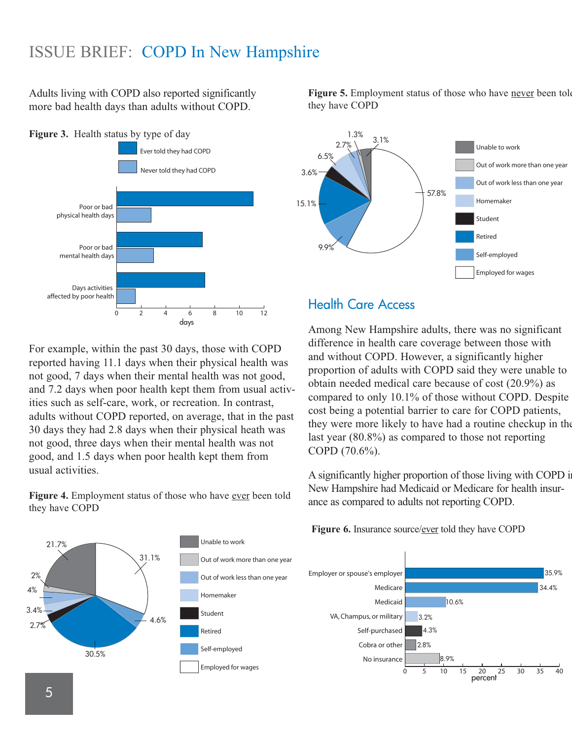# ISSUE BRIEF: COPD In New Hampshire

Adults living with COPD also reported significantly more bad health days than adults without COPD.

**Figure 3.** Health status by type of day

| | Ever told they had COPD | Never told they had COPD |
|---|---|---|
| Poor or bad physical health days | 11.1 | 2.8 |
| Poor or bad mental health days | 7 | 3 |
| Days activities affected by poor health | 7.2 | 1.5 |

For example, within the past 30 days, those with COPD reported having 11.1 days when their physical health was not good, 7 days when their mental health was not good, and 7.2 days when poor health kept them from usual activities such as self-care, work, or recreation. In contrast, adults without COPD reported, on average, that in the past 30 days they had 2.8 days when their physical heath was not good, three days when their mental health was not good, and 1.5 days when poor health kept them from usual activities.

**Figure 4.** Employment status of those who have ever been told they have COPD

| Employment status | Percent |
|---|---|
| Unable to work | 21.7% |
| Out of work more than one year | 2% |
| Out of work less than one year | 4% |
| Homemaker | 3.4% |
| Student | 2.7% |
| Retired | 30.5% |
| Self-employed | 4.6% |
| Employed for wages | 31.1% |

**Figure 5.** Employment status of those who have never been told they have COPD

| Employment status | Percent |
|---|---|
| Unable to work | 3.1% |
| Out of work more than one year | 1.3% |
| Out of work less than one year | 2.7% |
| Homemaker | 6.5% |
| Student | 3.6% |
| Retired | 15.1% |
| Self-employed | 9.9% |
| Employed for wages | 57.8% |

## Health Care Access

Among New Hampshire adults, there was no significant difference in health care coverage between those with and without COPD. However, a significantly higher proportion of adults with COPD said they were unable to obtain needed medical care because of cost (20.9%) as compared to only 10.1% of those without COPD. Despite cost being a potential barrier to care for COPD patients, they were more likely to have had a routine checkup in the last year (80.8%) as compared to those not reporting COPD (70.6%).

A significantly higher proportion of those living with COPD in New Hampshire had Medicaid or Medicare for health insurance as compared to adults not reporting COPD.

**Figure 6.** Insurance source/ever told they have COPD

| Insurance source | Percent |
|---|---|
| Employer or spouse's employer | 35.9% |
| Medicare | 34.4% |
| Medicaid | 10.6% |
| VA, Champus, or military | 3.2% |
| Self-purchased | 4.3% |
| Cobra or other | 2.8% |
| No insurance | 8.9% |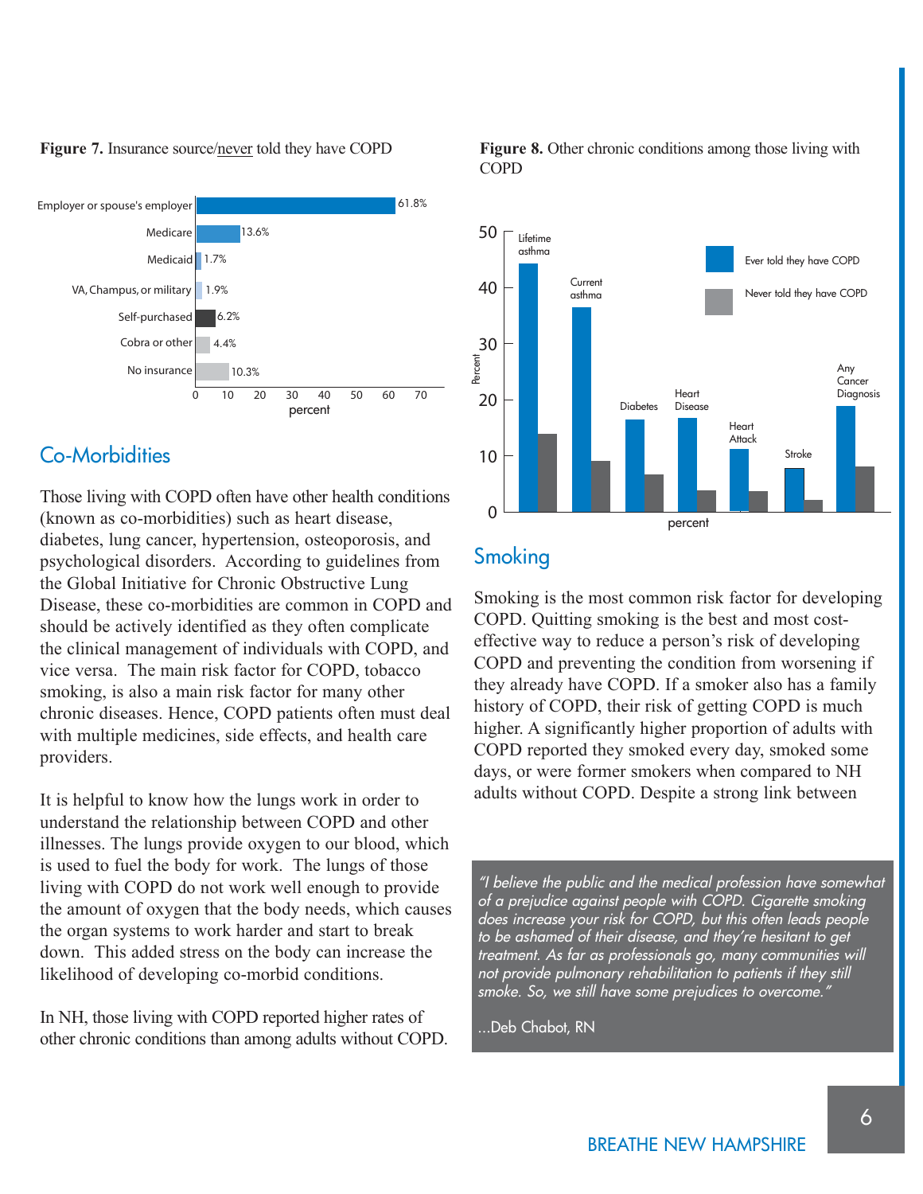**Figure 7.** Insurance source/never told they have COPD

| Insurance source | percent |
|---|---|
| Employer or spouse's employer | 61.8% |
| Medicare | 13.6% |
| Medicaid | 1.7% |
| VA, Champus, or military | 1.9% |
| Self-purchased | 6.2% |
| Cobra or other | 4.4% |
| No insurance | 10.3% |

## Co-Morbidities

Those living with COPD often have other health conditions (known as co-morbidities) such as heart disease, diabetes, lung cancer, hypertension, osteoporosis, and psychological disorders. According to guidelines from the Global Initiative for Chronic Obstructive Lung Disease, these co-morbidities are common in COPD and should be actively identified as they often complicate the clinical management of individuals with COPD, and vice versa. The main risk factor for COPD, tobacco smoking, is also a main risk factor for many other chronic diseases. Hence, COPD patients often must deal with multiple medicines, side effects, and health care providers.

It is helpful to know how the lungs work in order to understand the relationship between COPD and other illnesses. The lungs provide oxygen to our blood, which is used to fuel the body for work. The lungs of those living with COPD do not work well enough to provide the amount of oxygen that the body needs, which causes the organ systems to work harder and start to break down. This added stress on the body can increase the likelihood of developing co-morbid conditions.

In NH, those living with COPD reported higher rates of other chronic conditions than among adults without COPD.

**Figure 8.** Other chronic conditions among those living with COPD

Bar chart (percent) comparing "Ever told they have COPD" and "Never told they have COPD" for: Lifetime asthma, Current asthma, Diabetes, Heart Disease, Heart Attack, Stroke, Any Cancer Diagnosis.

## Smoking

Smoking is the most common risk factor for developing COPD. Quitting smoking is the best and most cost-effective way to reduce a person's risk of developing COPD and preventing the condition from worsening if they already have COPD. If a smoker also has a family history of COPD, their risk of getting COPD is much higher. A significantly higher proportion of adults with COPD reported they smoked every day, smoked some days, or were former smokers when compared to NH adults without COPD. Despite a strong link between

> *"I believe the public and the medical profession have somewhat of a prejudice against people with COPD. Cigarette smoking does increase your risk for COPD, but this often leads people to be ashamed of their disease, and they're hesitant to get treatment. As far as professionals go, many communities will not provide pulmonary rehabilitation to patients if they still smoke. So, we still have some prejudices to overcome."*
>
> ...Deb Chabot, RN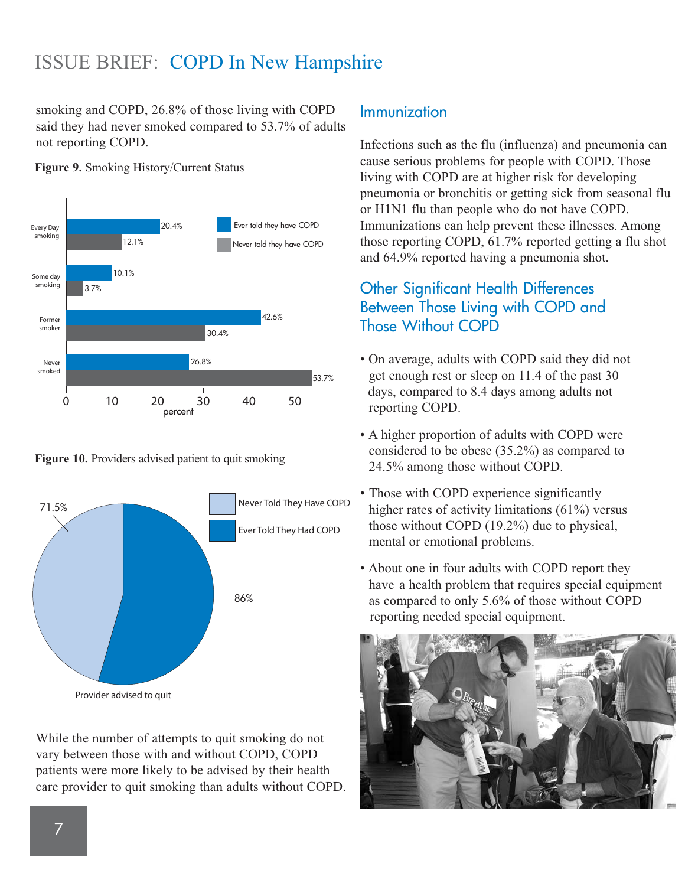smoking and COPD, 26.8% of those living with COPD said they had never smoked compared to 53.7% of adults not reporting COPD.

**Figure 9.** Smoking History/Current Status

| | Ever told they have COPD | Never told they have COPD |
|---|---|---|
| Every Day smoking | 20.4% | 12.1% |
| Some day smoking | 10.1% | 3.7% |
| Former smoker | 42.6% | 30.4% |
| Never smoked | 26.8% | 53.7% |

**Figure 10.** Providers advised patient to quit smoking

| Provider advised to quit | |
|---|---|
| Never Told They Have COPD | 71.5% |
| Ever Told They Had COPD | 86% |

While the number of attempts to quit smoking do not vary between those with and without COPD, COPD patients were more likely to be advised by their health care provider to quit smoking than adults without COPD.

## Immunization

Infections such as the flu (influenza) and pneumonia can cause serious problems for people with COPD. Those living with COPD are at higher risk for developing pneumonia or bronchitis or getting sick from seasonal flu or H1N1 flu than people who do not have COPD. Immunizations can help prevent these illnesses. Among those reporting COPD, 61.7% reported getting a flu shot and 64.9% reported having a pneumonia shot.

## Other Significant Health Differences Between Those Living with COPD and Those Without COPD

- On average, adults with COPD said they did not get enough rest or sleep on 11.4 of the past 30 days, compared to 8.4 days among adults not reporting COPD.
- A higher proportion of adults with COPD were considered to be obese (35.2%) as compared to 24.5% among those without COPD.
- Those with COPD experience significantly higher rates of activity limitations (61%) versus those without COPD (19.2%) due to physical, mental or emotional problems.
- About one in four adults with COPD report they have a health problem that requires special equipment as compared to only 5.6% of those without COPD reporting needed special equipment.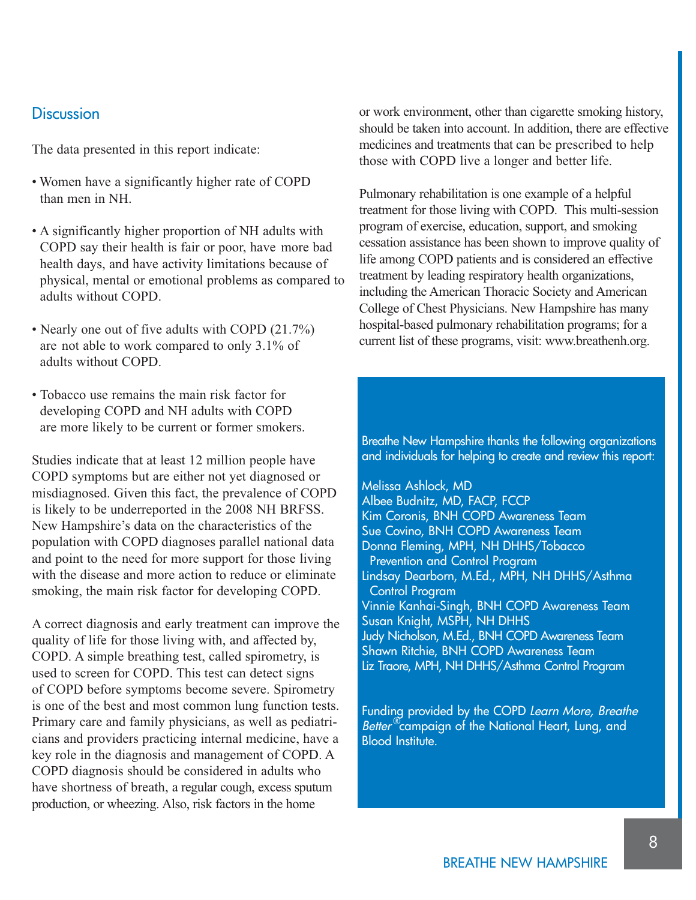## Discussion

The data presented in this report indicate:

- Women have a significantly higher rate of COPD than men in NH.
- A significantly higher proportion of NH adults with COPD say their health is fair or poor, have more bad health days, and have activity limitations because of physical, mental or emotional problems as compared to adults without COPD.
- Nearly one out of five adults with COPD (21.7%) are not able to work compared to only 3.1% of adults without COPD.
- Tobacco use remains the main risk factor for developing COPD and NH adults with COPD are more likely to be current or former smokers.

Studies indicate that at least 12 million people have COPD symptoms but are either not yet diagnosed or misdiagnosed. Given this fact, the prevalence of COPD is likely to be underreported in the 2008 NH BRFSS. New Hampshire's data on the characteristics of the population with COPD diagnoses parallel national data and point to the need for more support for those living with the disease and more action to reduce or eliminate smoking, the main risk factor for developing COPD.

A correct diagnosis and early treatment can improve the quality of life for those living with, and affected by, COPD. A simple breathing test, called spirometry, is used to screen for COPD. This test can detect signs of COPD before symptoms become severe. Spirometry is one of the best and most common lung function tests. Primary care and family physicians, as well as pediatricians and providers practicing internal medicine, have a key role in the diagnosis and management of COPD. A COPD diagnosis should be considered in adults who have shortness of breath, a regular cough, excess sputum production, or wheezing. Also, risk factors in the home or work environment, other than cigarette smoking history, should be taken into account. In addition, there are effective medicines and treatments that can be prescribed to help those with COPD live a longer and better life.

Pulmonary rehabilitation is one example of a helpful treatment for those living with COPD. This multi-session program of exercise, education, support, and smoking cessation assistance has been shown to improve quality of life among COPD patients and is considered an effective treatment by leading respiratory health organizations, including the American Thoracic Society and American College of Chest Physicians. New Hampshire has many hospital-based pulmonary rehabilitation programs; for a current list of these programs, visit: www.breathenh.org.

Breathe New Hampshire thanks the following organizations and individuals for helping to create and review this report:

Melissa Ashlock, MD
Albee Budnitz, MD, FACP, FCCP
Kim Coronis, BNH COPD Awareness Team
Sue Covino, BNH COPD Awareness Team
Donna Fleming, MPH, NH DHHS/Tobacco Prevention and Control Program
Lindsay Dearborn, M.Ed., MPH, NH DHHS/Asthma Control Program
Vinnie Kanhai-Singh, BNH COPD Awareness Team
Susan Knight, MSPH, NH DHHS
Judy Nicholson, M.Ed., BNH COPD Awareness Team
Shawn Ritchie, BNH COPD Awareness Team
Liz Traore, MPH, NH DHHS/Asthma Control Program

Funding provided by the COPD *Learn More, Breathe Better*® campaign of the National Heart, Lung, and Blood Institute.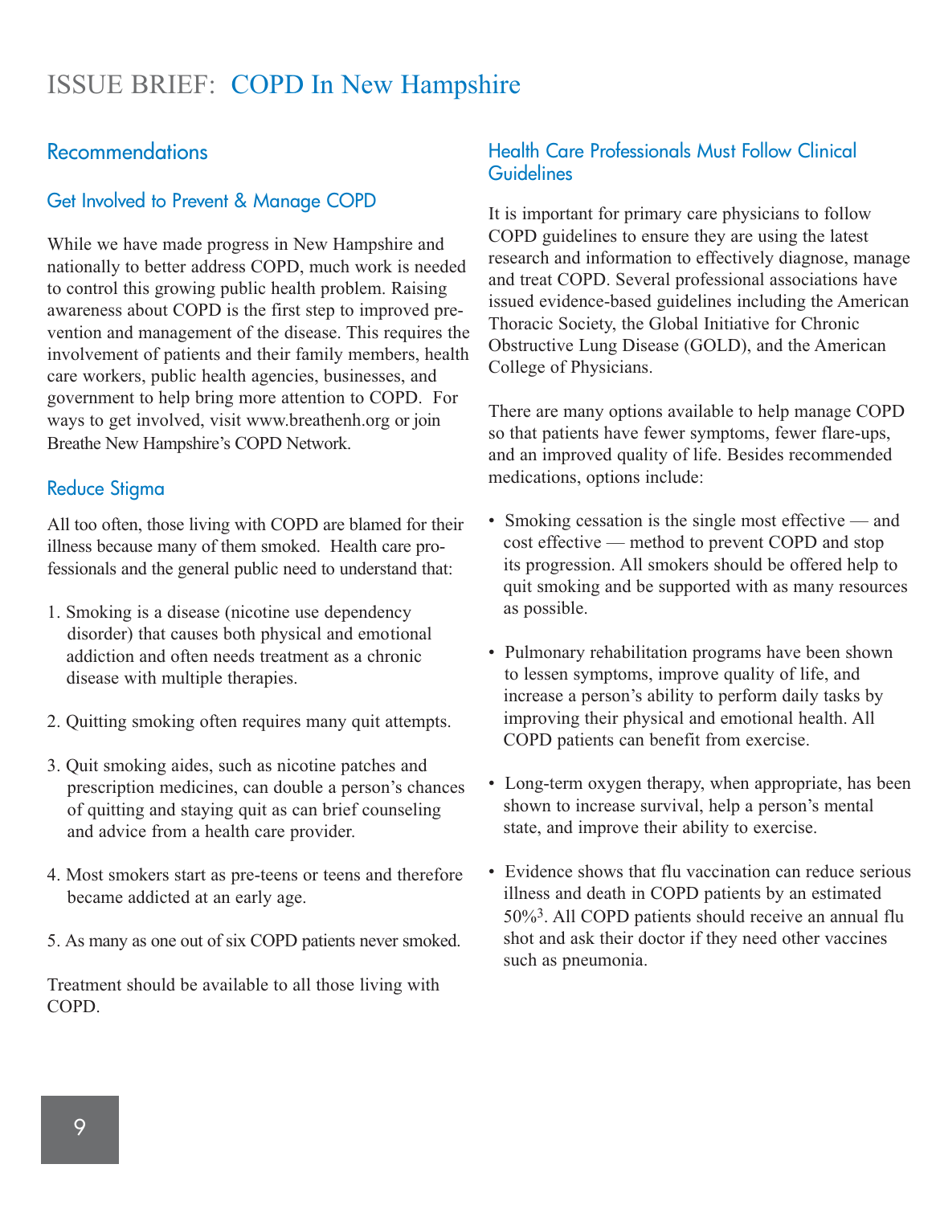# ISSUE BRIEF: COPD In New Hampshire

## Recommendations

### Get Involved to Prevent & Manage COPD

While we have made progress in New Hampshire and nationally to better address COPD, much work is needed to control this growing public health problem. Raising awareness about COPD is the first step to improved prevention and management of the disease. This requires the involvement of patients and their family members, health care workers, public health agencies, businesses, and government to help bring more attention to COPD. For ways to get involved, visit www.breathenh.org or join Breathe New Hampshire's COPD Network.

### Reduce Stigma

All too often, those living with COPD are blamed for their illness because many of them smoked. Health care professionals and the general public need to understand that:

1. Smoking is a disease (nicotine use dependency disorder) that causes both physical and emotional addiction and often needs treatment as a chronic disease with multiple therapies.
2. Quitting smoking often requires many quit attempts.
3. Quit smoking aides, such as nicotine patches and prescription medicines, can double a person's chances of quitting and staying quit as can brief counseling and advice from a health care provider.
4. Most smokers start as pre-teens or teens and therefore became addicted at an early age.
5. As many as one out of six COPD patients never smoked.

Treatment should be available to all those living with COPD.

### Health Care Professionals Must Follow Clinical Guidelines

It is important for primary care physicians to follow COPD guidelines to ensure they are using the latest research and information to effectively diagnose, manage and treat COPD. Several professional associations have issued evidence-based guidelines including the American Thoracic Society, the Global Initiative for Chronic Obstructive Lung Disease (GOLD), and the American College of Physicians.

There are many options available to help manage COPD so that patients have fewer symptoms, fewer flare-ups, and an improved quality of life. Besides recommended medications, options include:

- Smoking cessation is the single most effective — and cost effective — method to prevent COPD and stop its progression. All smokers should be offered help to quit smoking and be supported with as many resources as possible.
- Pulmonary rehabilitation programs have been shown to lessen symptoms, improve quality of life, and increase a person's ability to perform daily tasks by improving their physical and emotional health. All COPD patients can benefit from exercise.
- Long-term oxygen therapy, when appropriate, has been shown to increase survival, help a person's mental state, and improve their ability to exercise.
- Evidence shows that flu vaccination can reduce serious illness and death in COPD patients by an estimated 50%[3]. All COPD patients should receive an annual flu shot and ask their doctor if they need other vaccines such as pneumonia.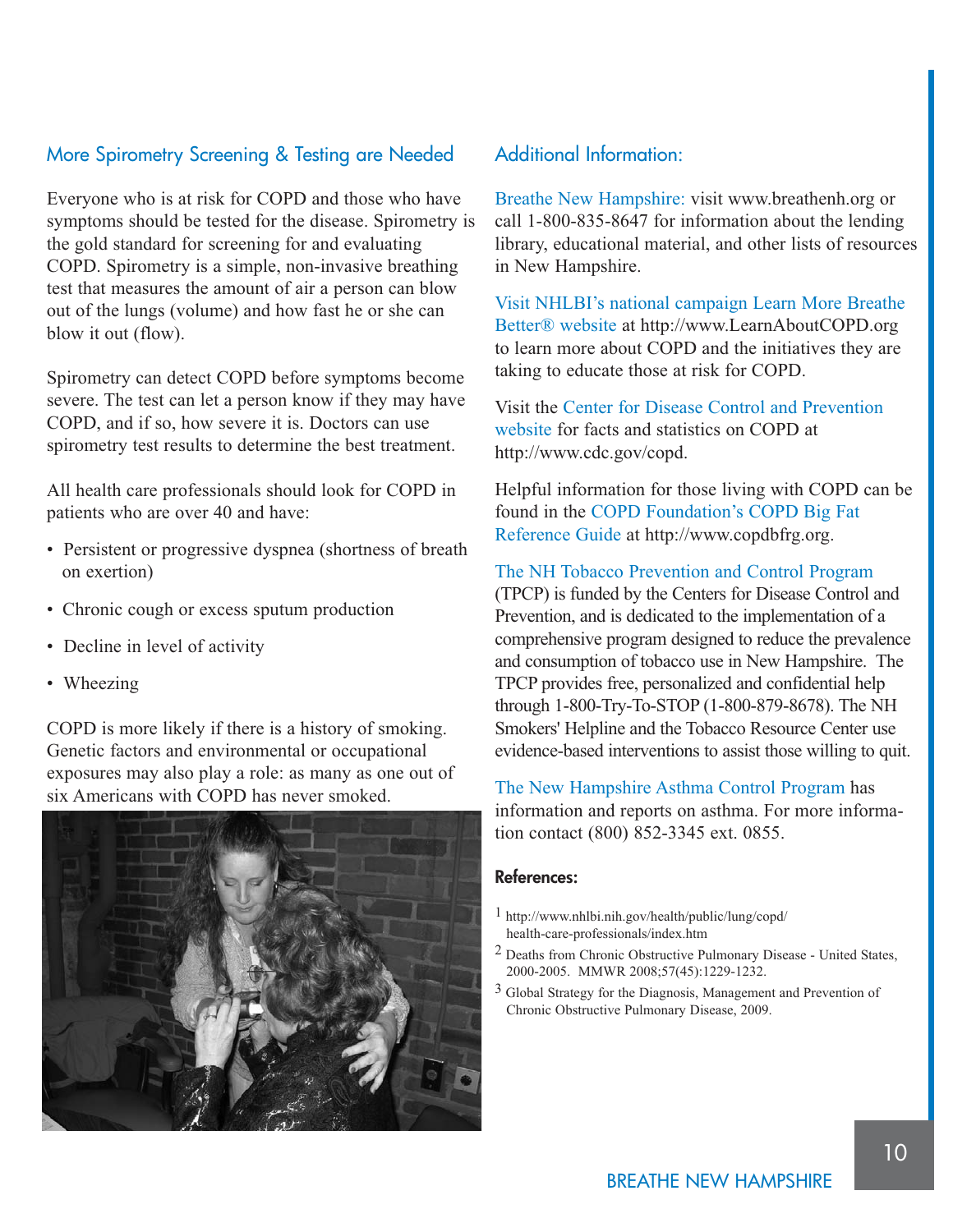## More Spirometry Screening & Testing are Needed

Everyone who is at risk for COPD and those who have symptoms should be tested for the disease. Spirometry is the gold standard for screening for and evaluating COPD. Spirometry is a simple, non-invasive breathing test that measures the amount of air a person can blow out of the lungs (volume) and how fast he or she can blow it out (flow).

Spirometry can detect COPD before symptoms become severe. The test can let a person know if they may have COPD, and if so, how severe it is. Doctors can use spirometry test results to determine the best treatment.

All health care professionals should look for COPD in patients who are over 40 and have:

- Persistent or progressive dyspnea (shortness of breath on exertion)
- Chronic cough or excess sputum production
- Decline in level of activity
- Wheezing

COPD is more likely if there is a history of smoking. Genetic factors and environmental or occupational exposures may also play a role: as many as one out of six Americans with COPD has never smoked.

## Additional Information:

Breathe New Hampshire: visit www.breathenh.org or call 1-800-835-8647 for information about the lending library, educational material, and other lists of resources in New Hampshire.

Visit NHLBI's national campaign Learn More Breathe Better® website at http://www.LearnAboutCOPD.org to learn more about COPD and the initiatives they are taking to educate those at risk for COPD.

Visit the Center for Disease Control and Prevention website for facts and statistics on COPD at http://www.cdc.gov/copd.

Helpful information for those living with COPD can be found in the COPD Foundation's COPD Big Fat Reference Guide at http://www.copdbfrg.org.

The NH Tobacco Prevention and Control Program (TPCP) is funded by the Centers for Disease Control and Prevention, and is dedicated to the implementation of a comprehensive program designed to reduce the prevalence and consumption of tobacco use in New Hampshire. The TPCP provides free, personalized and confidential help through 1-800-Try-To-STOP (1-800-879-8678). The NH Smokers' Helpline and the Tobacco Resource Center use evidence-based interventions to assist those willing to quit.

The New Hampshire Asthma Control Program has information and reports on asthma. For more information contact (800) 852-3345 ext. 0855.

### References:

[1] http://www.nhlbi.nih.gov/health/public/lung/copd/health-care-professionals/index.htm

[2] Deaths from Chronic Obstructive Pulmonary Disease - United States, 2000-2005. MMWR 2008;57(45):1229-1232.

[3] Global Strategy for the Diagnosis, Management and Prevention of Chronic Obstructive Pulmonary Disease, 2009.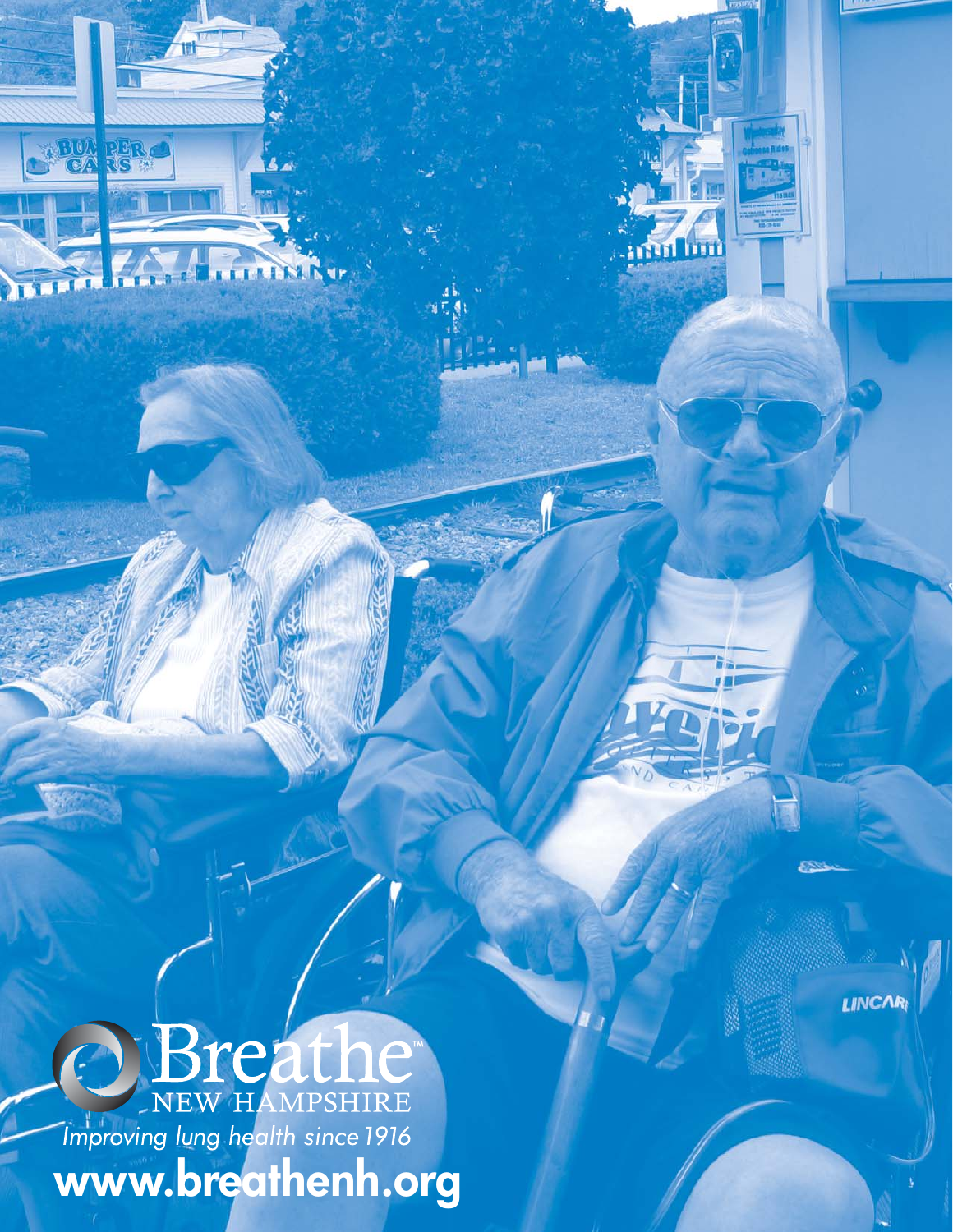Breathe™
NEW HAMPSHIRE

*Improving lung health since 1916*

**www.breathenh.org**